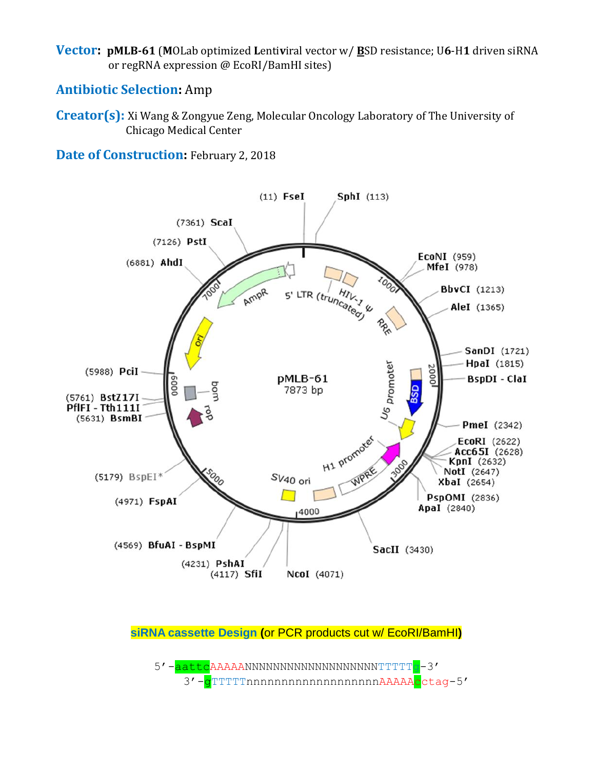**Vector:** **pMLB-61** (**M**OLab optimized **L**enti**v**iral vector w/ **B**SD resistance; U**6**-H**1** driven siRNA or regRNA expression @ EcoRI/BamHI sites)

**Antibiotic Selection:** Amp

**Creator(s):** Xi Wang & Zongyue Zeng, Molecular Oncology Laboratory of The University of Chicago Medical Center

**Date of Construction:** February 2, 2018

pMLB-61
7873 bp

(11) FseI
SphI (113)
EcoNI (959)
MfeI (978)
BbvCI (1213)
AleI (1365)
SanDI (1721)
HpaI (1815)
BspDI - ClaI
PmeI (2342)
EcoRI (2622)
Acc65I (2628)
KpnI (2632)
NotI (2647)
XbaI (2654)
PspOMI (2836)
ApaI (2840)
SacII (3430)
NcoI (4071)
(4117) SfiI
(4231) PshAI
(4569) BfuAI - BspMI
(4971) FspAI
(5179) BspEI*
(5631) BsmBI
PflFI - Tth111I
(5761) BstZ17I
(5988) PciI
(6881) AhdI
(7126) PstI
(7361) ScaI

5' LTR (truncated), HIV-1 ψ, RRE, BSD, U6 promoter, H1 promoter, WPRE, SV40 ori, rop, bom, ori, AmpR

**siRNA cassette Design (or PCR products cut w/ EcoRI/BamHI)**

```
5'-aattcAAAAANNNNNNNNNNNNNNNNNNNTTTTTg-3'
    3'-gTTTTTnnnnnnnnnnnnnnnnnnnAAAAActag-5'
```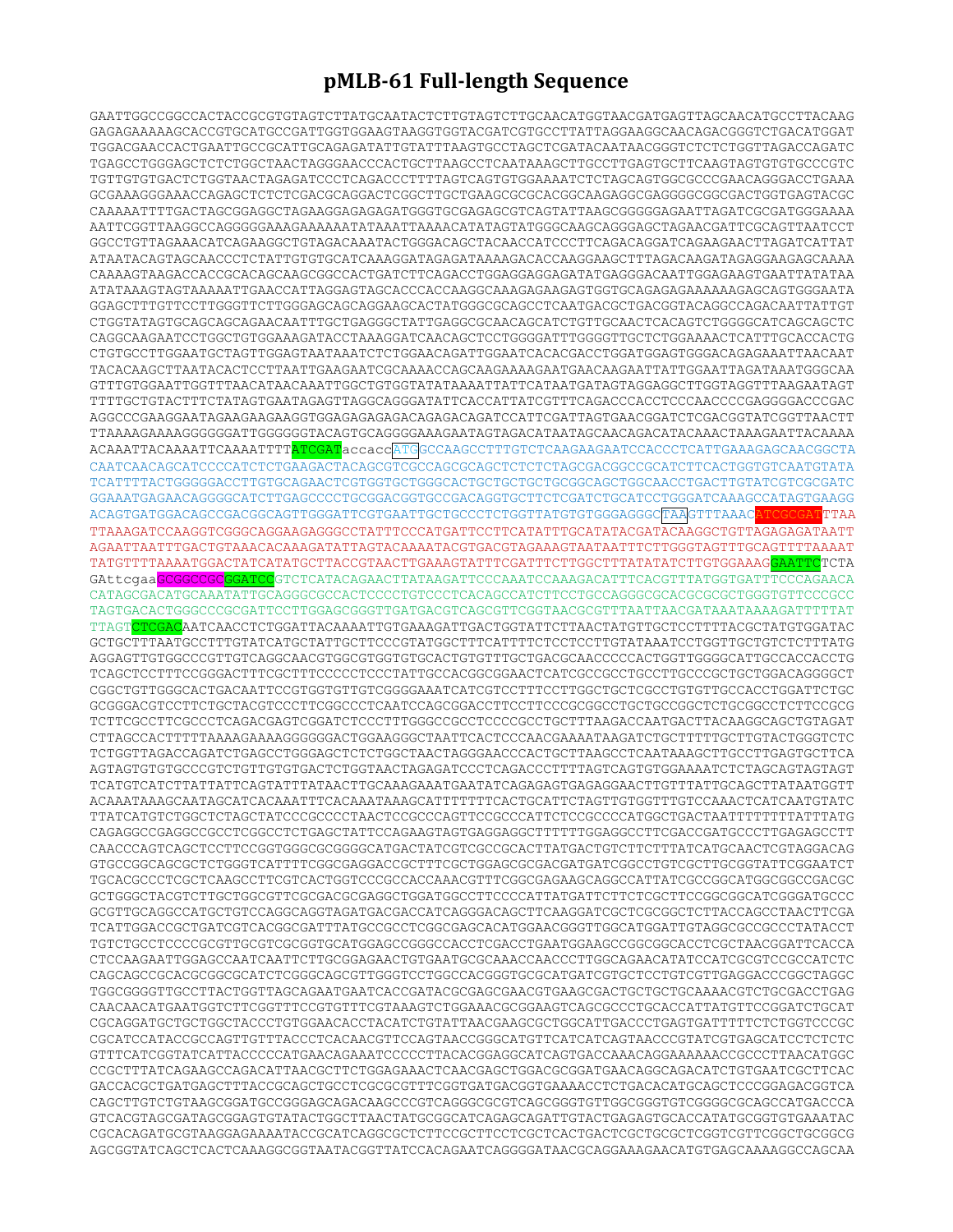# pMLB-61 Full-length Sequence

```
GAATTGGCCGGCCACTACCGCGTGTAGTCTTATGCAATACTCTTGTAGTCTTGCAACATGGTAACGATGAGTTAGCAACATGCCTTACAAG
GAGAGAAAAAGCACCGTGCATGCCGATTGGTGGAAGTAAGGTGGTACGATCGTGCCTTATTAGGAAGGCAACAGACGGGTCTGACATGGAT
TGGACGAACCACTGAATTGCCGCATTGCAGAGATATTGTATTTAAGTGCCTAGCTCGATACAATAAACGGGTCTCTCTGGTTAGACCAGATC
TGAGCCTGGGAGCTCTCTGGCTAACTAGGGAACCCACTGCTTAAGCCTCAATAAAGCTTGCCTTGAGTGCTTCAAGTAGTGTGTGCCCGTC
TGTTGTGTGACTCTGGTAACTAGAGATCCCTCAGACCCTTTTAGTCAGTGTGGAAAATCTCTAGCAGTGGCGCCCGAACAGGGACCTGAAA
GCGAAAGGGAAACCAGAGCTCTCTCGACGCAGGACTCGGCTTGCTGAAGCGCGCACGGCAAGAGGCGAGGGGCGGCGACTGGTGAGTACGC
CAAAAATTTTGACTAGCGGAGGCTAGAAGGAGAGAGATGGGTGCGAGAGCGTCAGTATTAAGCGGGGGAGAATTAGATCGCGATGGGAAAA
AATTCGGTTAAGGCCAGGGGGAAAGAAAAAATATAAATTAAAACATATAGTATGGGCAAGCAGGGAGCTAGAACGATTCGCAGTTAATCCT
GGCCTGTTAGAAACATCAGAAGGCTGTAGACAAATACTGGGACAGCTACAACCATCCCTTCAGACAGGATCAGAAGAACTTAGATCATTAT
ATAATACAGTAGCAACCCTCTATTGTGTGCATCAAAGGATAGAGATAAAAGACACCAAGGAAGCTTTAGACAAGATAGAGGAAGAGCAAAA
CAAAAGTAAGACCACCGCACAGCAAGCGGCCACTGATCTTCAGACCTGGAGGAGGAGATATGAGGGACAATTGGAGAAGTGAATTATATAA
ATATAAAGTAGTAAAAATTGAACCATTAGGAGTAGCACCCACCAAGGCAAAGAGAAGAGTGGTGCAGAGAGAAAAAAGAGCAGTGGGAATA
GGAGCTTTGTTCCTTGGGTTCTTGGGAGCAGCAGGAAGCACTATGGGCGCAGCCTCAATGACGCTGACGGTACAGGCCAGACAATTATTGT
CTGGTATAGTGCAGCAGCAGAACAATTTGCTGAGGGCTATTGAGGCGCAACAGCATCTGTTGCAACTCACAGTCTGGGGCATCAGCAGCTC
CAGGCAAGAATCCTGGCTGTGGAAAGATACCTAAAGGATCAACAGCTCCTGGGGATTTGGGGTTGCTCTGGAAAACTCATTTGCACCACTG
CTGTGCCTTGGAATGCTAGTTGGAGTAATAAATCTCTGGAACAGATTGGAATCACACGACCTGGATGGAGTGGGACAGAGAAATTAACAAT
TACACAAGCTTAATACACTCCTTAATTGAAGAATCGCAAAACCAGCAAGAAAAGAATGAACAAGAATTATTGGAATTAGATAAATGGGCAA
GTTTGTGGAATTGGTTTAACATAACAAATTGGCTGTGGTATATAAAATTATTCATAATGATAGTAGGAGGCTTGGTAGGTTTAAGAATAGT
TTTTGCTGTACTTTCTATAGTGAATAGAGTTAGGCAGGGATATTCACCATTATCGTTTCAGACCCACCTCCCAACCCCGAGGGGACCCGAC
AGGCCCGAAGGAATAGAAGAAGAAGGTGGAGAGAGAGACAGAGACAGATCCATTCGATTAGTGAACGGATCTCGACGGTATCGGTTAACTT
TTAAAAGAAAAGGGGGGATTGGGGGGTACAGTGCAGGGGAAAGAATAGTAGACATAATAGCAACAGACATACAAACTAAAGAATTACAAAA
ACAAATTACAAAATTCAAAATTTTATCGATaccaccATGGCCAAGCCTTTGTCTCAAGAAGAATCCACCCTCATTGAAAGAGCAACGGCTA
CAATCAACAGCATCCCCATCTCTGAAGACTACAGCGTCGCCAGCGCAGCTCTCTCTAGCGACGGCCGCATCTTCACTGGTGTCAATGTATA
TCATTTTACTGGGGGACCTTGTGCAGAACTCGTGGTGCTGGGCACTGCTGCTGCTGCGGCAGCTGGCAACCTGACTTGTATCGTCGCGATC
GGAAATGAGAACAGGGGCATCTTGAGCCCCTGCGGACGGTGCCGACAGGTGCTTCTCGATCTGCATCCTGGGATCAAAGCCATAGTGAAGG
ACAGTGATGGACAGCCGACGGCAGTTGGGATTCGTGAATTGCTGCCCTCTGGTTATGTGTGGGAGGGCTAAGTTTAAACATCGCGATTTAA
TTAAAGATCCAAGGTCGGGCAGGAAGAGGGCCTATTTCCCATGATTCCTTCATATTTGCATATACGATACAAGGCTGTTAGAGAGATAATT
AGAATTAATTTGACTGTAAACACAAAGATATTAGTACAAAATACGTGACGTAGAAAGTAATAATTTCTTGGGTAGTTTGCAGTTTTAAAAT
TATGTTTTAAAATGGACTATCATATGCTTACCGTAACTTGAAAGTATTTCGATTTCTTGGCTTTATATATCTTGTGGAAAGGAATTCTCTA
GAttcgaaGCGGCCGCGGATCCGTCTCATACAGAACTTATAAGATTCCCAAATCCAAAGACATTTCACGTTTATGGTATTTCCCAGAACA
CATAGCGACATGCAAATATTGCAGGGCGCCACTCCCCTGTCCCTCACAGCCATCTTCCTGCCAGGGCGCACGCGCGCTGGGTGTTCCCGCC
TAGTGACACTGGGCCCGCGATTCCTTGGAGCGGGTTGATGACGTCAGCGTTCGGTAACGCGTTTAATTAACGATAAATAAAAGATTTTTAT
TTAGTCTCGACAATCAACCTCTGGATTACAAAATTTGTGAAAGATTGACTGGTATTCTTAACTATGTTGCTCCTTTTACGCTATGTGGATAC
GCTGCTTTAATGCCTTTGTATCATGCTATTGCTTCCCGTATGGCTTTCATTTTCTCCTCCTTGTATAAATCCTGGTTGCTGTCTCTTTATG
AGGAGTTGTGGCCCGTTGTCAGGCAACGTGGCGTGGTGTGCACTGTGTTTGCTGACGCAACCCCCACTGGTTGGGGCATTGCCACCACCTG
TCAGCTCCTTTCCGGGACTTTCGCTTTCCCCCTCCCTATTGCCACGGCGGAACTCATCGCCGCCTGCCTTGCCCGCTGCTGGACAGGGGCT
CGGCTGTTGGGCACTGACAATTCCGTGGTGTTGTCGGGGAAATCATCGTCCTTTCCTTGGCTGCTCGCCTGTGTTGCCACCTGGATTCTGC
GCGGGACGTCCTTCTGCTACGTCCCTTCGGCCCTCAATCCAGCGGACCTTCCTTCCCGCGGCCTGCTGCCGGCTCTGCGGCCTCTTCCGCG
TCTTCGCCTTCGCCCTCAGACGAGTCGGATCTCCCTTTGGGCCGCCTCCCCGCCTGCTTTAAGACCAATGACTTACAAGGCAGCTGTAGAT
CTTAGCCACTTTTTAAAAGAAAAGGGGGGACTGGAAGGGCTAATTCACTCCCAACGAAAATAAGATCTGCTTTTTGCTTGTACTGGGTCTC
TCTGGTTAGACCAGATCTGAGCCTGGGAGCTCTCTGGCTAACTAGGGAACCCACTGCTTAAGCCTCAATAAAGCTTGCCTTGAGTGCTTCA
AGTAGTGTGTGCCCGTCTGTTGTGTGACTCTGGTAACTAGAGATCCCTCAGACCCTTTTAGTCAGTGTGGAAAATCTCTAGCAGTAGTAGT
TCATGTCATCTTATTATTCAGTATTTATAACTTGCAAAGAAATGAATATCAGAGAGTGAGAGGAACTTGTTTATTGCAGCTTATAATGGTT
ACAAATAAAGCAATAGCATCACAAATTTCACAAATAAAGCATTTTTTTCACTGCATTCTAGTTGTGGTTTGTCCAAACTCATCAATGTATC
TTATCATGTCTGGCTCTAGCTATCCCGCCCCTAACTCCGCCCAGTTCCGCCCATTCTCCGCCCCATGGCTGACTAATTTTTTTTATTTATG
CAGAGGCCGAGGCCGCCTCGGCCTCTGAGCTATTCCAGAAGTAGTGAGGAGGCTTTTTTGGAGGCCTTCGACCGATGCCCTTGAGAGCCTT
CAACCCAGTCAGCTCCTTCCGGTGGGCGCGGGGCATGACTATCGTCGCCGCACTTATGACTGTCTTCTTTATCATGCAACTCGTAGGACAG
GTGCCGGCAGCGCTCTGGGTCATTTTCGGCGAGGACCGCTTTCGCTGGAGCGCGACGATGATCGGCCTGTCGCTTGCGGTATTCGGAATCT
TGCACGCCCTCGCTCAAGCCTTCGTCACTGGTCCCGCCACCAAACGTTTCGGCGAGAAGCAGGCCATTATCGCCGGCATGGCGGCCGACGC
GCTGGGCTACGTCTTGCTGGCGTTCGCGACGCGAGGCTGGATGGCCTTCCCCATTATGATTCTTCTCGCTTCCGGCGGCATCGGGATGCCC
GCGTTGCAGGCCATGCTGTCCAGGCAGGTAGATGACGACCATCAGGGACAGCTTCAAGGATCGCTCGCGGCTCTTACCAGCCTAACTTCGA
TCATTGGACCGCTGATCGTCACGGCGATTTATGCCGCCTCGGCGAGCACATGGAACGGGTTGGCATGGATTGTAGGCGCCGCCCTATACCT
TGTCTGCCTCCCCGCGTTGCGTCGCGGTGCATGGAGCCGGGCCACCTCGACCTGAATGGAAGCCGGCGGCACCTCGCTAACGGATTCACCA
CTCCAAGAATTGGAGCCAATCAATTCTTGCGGAGAACTGTGAATGCGCAAACCAACCCTTGGCAGAACATATCCATCGCGTCCGCCATCTC
CAGCAGCCGCACGCGGCGCATCTCGGGCAGCGTTGGGTCCTGGCCACGGGTGCGCATGATCGTGCTCCTGTCGTTGAGGACCCGGCTAGGC
TGGCGGGGTTGCCTTACTGGTTAGCAGAATGAATCACCGATACGCGAGCGAACGTGAAGCGACTGCTGCTGCAAAACGTCTGCGACCTGAG
CAACAACATGAATGGTCTTCGGTTTCCGTGTTTCGTAAAGTCTGGAAACGCGGAAGTCAGCGCCCTGCACCATTATGTTCCGGATCTGCAT
CGCAGGATGCTGCTGGCTACCCTGTGGAACACCTACATCTGTATTAACGAAGCGCTGGCATTGACCCTGAGTGATTTTTCTCTGGTCCCGC
CGCATCCATACCGCCAGTTGTTTACCCTCACAACGTTCCAGTAACCGGGCATGTTCATCATCAGTAACCCGTATCGTGAGCATCCTCTCTC
GTTTCATCGGTATCATTACCCCCATGAACAGAAATCCCCCTTACACGGAGGCATCAGTGACCAAACAGGAAAAAACCGCCCTTAACATGGC
CCGCTTTATCAGAAGCCAGACATTAACGCTTCTGGAGAAACTCAACGAGCTGGACGCGGATGAACAGGCAGACATCTGTGAATCGCTTCAC
GACCACGCTGATGAGCTTTACCGCAGCTGCCTCGCGCGTTTCGGTGATGACGGTGAAAACCTCTGACACATGCAGCTCCCGGAGACGGTCA
CAGCTTGTCTGTAAGCGGATGCCGGGAGCAGACAAGCCCGTCAGGGCGCGTCAGCGGGTGTTGGCGGGTGTCGGGGCGCAGCCATGACCCA
GTCACGTAGCGATAGCGGAGTGTATACTGGCTTAACTATGCGGCATCAGAGCAGATTGTACTGAGAGTGCACCATATGCGGTGTGAAATAC
CGCACAGATGCGTAAGGAGAAAATACCGCATCAGGCGCTCTTCCGCTTCCTCGCTCACTGACTCGCTGCGCTCGGTCGTTCGGCTGCGGCG
AGCGGTATCAGCTCACTCAAAGGCGGTAATACGGTTATCCACAGAATCAGGGGATAACGCAGGAAAGAACATGTGAGCAAAAGGCCAGCAA
```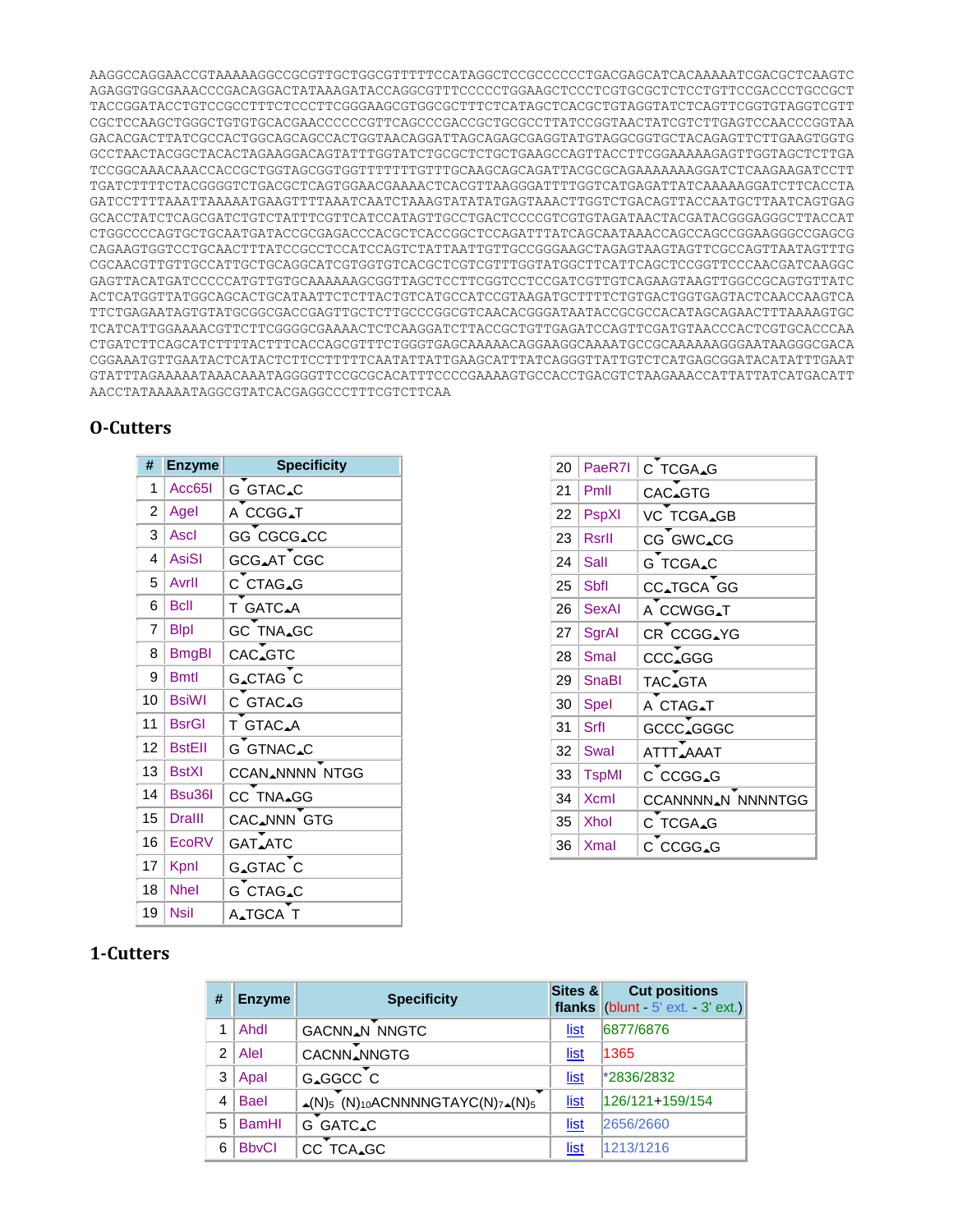```
AAGGCCAGGAACCGTAAAAAGGCCGCGTTGCTGGCGTTTTTCCATAGGCTCCGCCCCCCTGACGAGCATCACAAAAATCGACGCTCAAGTC
AGAGGTGGCGAAACCCGACAGGACTATAAAGATACCAGGCGTTTCCCCCTGGAAGCTCCCTCGTGCGCTCTCCTGTTCCGACCCTGCCGCT
TACCGGATACCTGTCCGCCTTTCTCCCTTCGGGAAGCGTGGCGCTTTCTCATAGCTCACGCTGTAGGTATCTCAGTTCGGTGTAGGTCGTT
CGCTCCAAGCTGGGCTGTGTGCACGAACCCCCCGTTCAGCCCGACCGCTGCGCCTTATCCGGTAACTATCGTCTTGAGTCCAACCCGGTAA
GACACGACTTATCGCCACTGGCAGCAGCCACTGGTAACAGGATTAGCAGAGCGAGGTATGTAGGCGGTGCTACAGAGTTCTTGAAGTGGTG
GCCTAACTACGGCTACACTAGAAGGACAGTATTTGGTATCTGCGCTCTGCTGAAGCCAGTTACCTTCGGAAAAAGAGTTGGTAGCTCTTGA
TCCGGCAAACAAACCACCGCTGGTAGCGGTGGTTTTTTTGTTTGCAAGCAGCAGATTACGCGCAGAAAAAAAGGATCTCAAGAAGATCCTT
TGATCTTTTCTACGGGGTCTGACGCTCAGTGGAACGAAAACTCACGTTAAGGGATTTTGGTCATGAGATTATCAAAAAGGATCTTCACCTA
GATCCTTTTAAATTAAAAATGAAGTTTTAAATCAATCTAAAGTATATATGAGTAAACTTGGTCTGACAGTTACCAATGCTTAATCAGTGAG
GCACCTATCTCAGCGATCTGTCTATTTCGTTCATCCATAGTTGCCTGACTCCCCGTCGTGTAGATAACTACGATACGGGAGGGCTTACCAT
CTGGCCCCAGTGCTGCAATGATACCGCGAGACCCACGCTCACCGGCTCCAGATTTATCAGCAATAAACCAGCCAGCCGGAAGGGCCGAGCG
CAGAAGTGGTCCTGCAACTTTATCCGCCTCCATCCAGTCTATTAATTGTTGCCGGGAAGCTAGAGTAAGTAGTTCGCCAGTTAATAGTTTG
CGCAACGTTGTTGCCATTGCTGCAGGCATCGTGGTGTCACGCTCGTCGTTTGGTATGGCTTCATTCAGCTCCGGTTCCCAACGATCAAGGC
GAGTTACATGATCCCCCATGTTGTGCAAAAAAGCGGTTAGCTCCTTCGGTCCTCCGATCGTTGTCAGAAGTAAGTTGGCCGCAGTGTTATC
ACTCATGGTTATGGCAGCACTGCATAATTCTCTTACTGTCATGCCATCCGTAAGATGCTTTTCTGTGACTGGTGAGTACTCAACCAAGTCA
TTCTGAGAATAGTGTATGCGGCGACCGAGTTGCTCTTGCCCGGCGTCAACACGGGATAATACCGCGCCACATAGCAGAACTTTAAAAGTGC
TCATCATTGGAAAACGTTCTTCGGGGCGAAAACTCTCAAGGATCTTACCGCTGTTGAGATCCAGTTCGATGTAACCCACTCGTGCACCCAA
CTGATCTTCAGCATCTTTTACTTTCACCAGCGTTTCTGGGTGAGCAAAAACAGGAAGGCAAAATGCCGCAAAAAAGGGAATAAGGGCGACA
CGGAAATGTTGAATACTCATACTCTTCCTTTTTCAATATTATTGAAGCATTTATCAGGGTTATTGTCTCATGAGCGGATACATATTTGAAT
GTATTTAGAAAAATAAACAAATAGGGGTTCCGCGCACATTTCCCCGAAAAGTGCCACCTGACGTCTAAGAAACCATTATTATCATGACATT
AACCTATAAAAATAGGCGTATCACGAGGCCCTTTCGTCTTCAA
```

## 0-Cutters

| # | Enzyme | Specificity |
|---|---|---|
| 1 | Acc65I | G GTAC C |
| 2 | AgeI | A CCGG T |
| 3 | AscI | GG CGCG CC |
| 4 | AsiSI | GCG AT CGC |
| 5 | AvrII | C CTAG G |
| 6 | BclI | T GATC A |
| 7 | BlpI | GC TNA GC |
| 8 | BmgBI | CAC GTC |
| 9 | BmtI | G CTAG C |
| 10 | BsiWI | C GTAC G |
| 11 | BsrGI | T GTAC A |
| 12 | BstEII | G GTNAC C |
| 13 | BstXI | CCAN NNNN NTGG |
| 14 | Bsu36I | CC TNA GG |
| 15 | DraIII | CAC NNN GTG |
| 16 | EcoRV | GAT ATC |
| 17 | KpnI | G GTAC C |
| 18 | NheI | G CTAG C |
| 19 | NsiI | A TGCA T |
| 20 | PaeR7I | C TCGA G |
| 21 | PmlI | CAC GTG |
| 22 | PspXI | VC TCGA GB |
| 23 | RsrII | CG GWC CG |
| 24 | SalI | G TCGA C |
| 25 | SbfI | CC TGCA GG |
| 26 | SexAI | A CCWGG T |
| 27 | SgrAI | CR CCGG YG |
| 28 | SmaI | CCC GGG |
| 29 | SnaBI | TAC GTA |
| 30 | SpeI | A CTAG T |
| 31 | SrfI | GCCC GGGC |
| 32 | SwaI | ATTT AAAT |
| 33 | TspMI | C CCGG G |
| 34 | XcmI | CCANNNN N NNNNTGG |
| 35 | XhoI | C TCGA G |
| 36 | XmaI | C CCGG G |

## 1-Cutters

| # | Enzyme | Specificity | Sites & flanks | Cut positions (blunt - 5' ext. - 3' ext.) |
|---|---|---|---|---|
| 1 | AhdI | GACNN N NNGTC | list | 6877/6876 |
| 2 | AleI | CACNN NNGTG | list | 1365 |
| 3 | ApaI | G GGCC C | list | *2836/2832 |
| 4 | BaeI | $(N)_5$ $(N)_{10}$ACNNNNGTAYC$(N)_7$ $(N)_5$ | list | 126/121+159/154 |
| 5 | BamHI | G GATC C | list | 2656/2660 |
| 6 | BbvCI | CC TCA GC | list | 1213/1216 |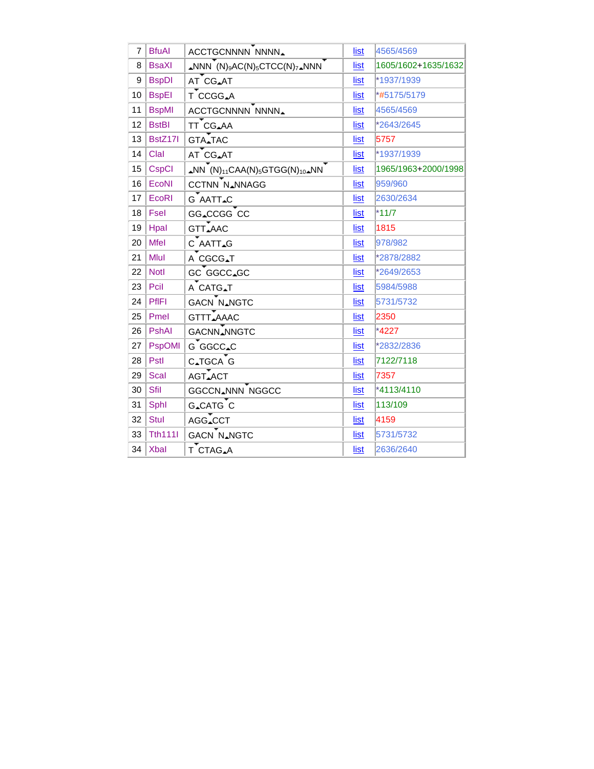| | | | | |
|---|---|---|---|---|
| 7 | BfuAI | ACCTGCNNNN NNNN | list | 4565/4569 |
| 8 | BsaXI | NNN (N)9AC(N)5CTCC(N)7NNN | list | 1605/1602+1635/1632 |
| 9 | BspDI | AT CGAT | list | *1937/1939 |
| 10 | BspEI | T CCGGA | list | *#5175/5179 |
| 11 | BspMI | ACCTGCNNNN NNNN | list | 4565/4569 |
| 12 | BstBI | TT CGAA | list | *2643/2645 |
| 13 | BstZ17I | GTATAC | list | 5757 |
| 14 | ClaI | AT CGAT | list | *1937/1939 |
| 15 | CspCI | NN (N)11CAA(N)5GTGG(N)10NN | list | 1965/1963+2000/1998 |
| 16 | EcoNI | CCTNN NNNAGG | list | 959/960 |
| 17 | EcoRI | G AATTC | list | 2630/2634 |
| 18 | FseI | GGCCGG CC | list | *11/7 |
| 19 | HpaI | GTTAAC | list | 1815 |
| 20 | MfeI | C AATTG | list | 978/982 |
| 21 | MluI | A CGCGT | list | *2878/2882 |
| 22 | NotI | GC GGCCGC | list | *2649/2653 |
| 23 | PciI | A CATGT | list | 5984/5988 |
| 24 | PflFI | GACN NNGTC | list | 5731/5732 |
| 25 | PmeI | GTTTAAAC | list | 2350 |
| 26 | PshAI | GACNNNNGTC | list | *4227 |
| 27 | PspOMI | G GGCCC | list | *2832/2836 |
| 28 | PstI | CTGCA G | list | 7122/7118 |
| 29 | ScaI | AGTACT | list | 7357 |
| 30 | SfiI | GGCCNNNN NGGCC | list | *4113/4110 |
| 31 | SphI | GCATG C | list | 113/109 |
| 32 | StuI | AGGCCT | list | 4159 |
| 33 | Tth111I | GACN NNGTC | list | 5731/5732 |
| 34 | XbaI | T CTAGA | list | 2636/2640 |